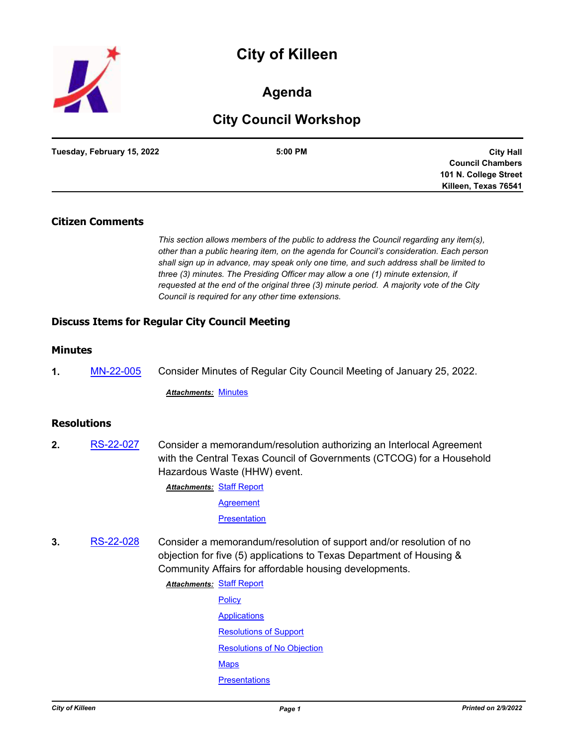# City of Killeen

## Agenda

## City Council Workshop

| Tuesday, February 15, 2022 | 5:00 PM | City Hall<br>Council Chambers<br>101 N. College Street<br>Killeen, Texas 76541 |
|---|---|---|

### Citizen Comments

*This section allows members of the public to address the Council regarding any item(s), other than a public hearing item, on the agenda for Council's consideration. Each person shall sign up in advance, may speak only one time, and such address shall be limited to three (3) minutes. The Presiding Officer may allow a one (1) minute extension, if requested at the end of the original three (3) minute period. A majority vote of the City Council is required for any other time extensions.*

### Discuss Items for Regular City Council Meeting

### Minutes

**1.** MN-22-005 Consider Minutes of Regular City Council Meeting of January 25, 2022.

***Attachments:*** Minutes

### Resolutions

**2.** RS-22-027 Consider a memorandum/resolution authorizing an Interlocal Agreement with the Central Texas Council of Governments (CTCOG) for a Household Hazardous Waste (HHW) event.

***Attachments:*** Staff Report
Agreement
Presentation

**3.** RS-22-028 Consider a memorandum/resolution of support and/or resolution of no objection for five (5) applications to Texas Department of Housing & Community Affairs for affordable housing developments.

***Attachments:*** Staff Report
Policy
Applications
Resolutions of Support
Resolutions of No Objection
Maps
Presentations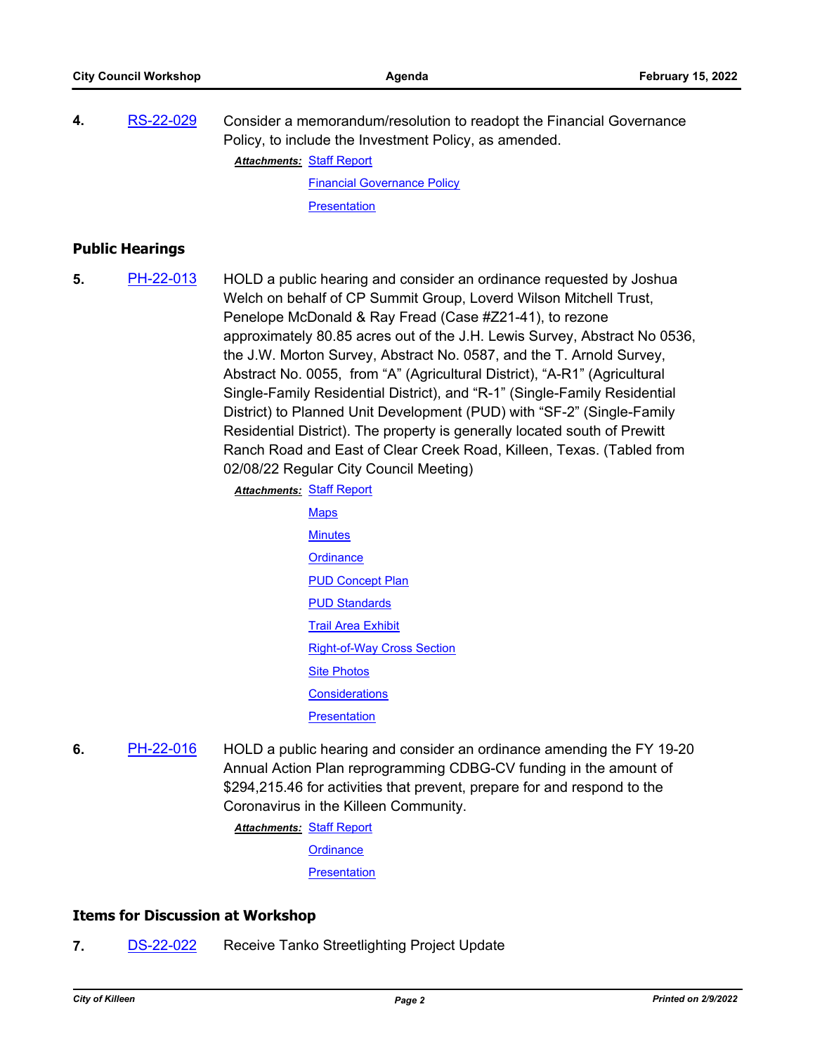4. RS-22-029 Consider a memorandum/resolution to readopt the Financial Governance Policy, to include the Investment Policy, as amended.

   ***Attachments:*** Staff Report
   Financial Governance Policy
   Presentation

## Public Hearings

5. PH-22-013 HOLD a public hearing and consider an ordinance requested by Joshua Welch on behalf of CP Summit Group, Loverd Wilson Mitchell Trust, Penelope McDonald & Ray Fread (Case #Z21-41), to rezone approximately 80.85 acres out of the J.H. Lewis Survey, Abstract No 0536, the J.W. Morton Survey, Abstract No. 0587, and the T. Arnold Survey, Abstract No. 0055, from "A" (Agricultural District), "A-R1" (Agricultural Single-Family Residential District), and "R-1" (Single-Family Residential District) to Planned Unit Development (PUD) with "SF-2" (Single-Family Residential District). The property is generally located south of Prewitt Ranch Road and East of Clear Creek Road, Killeen, Texas. (Tabled from 02/08/22 Regular City Council Meeting)

   ***Attachments:*** Staff Report
   Maps
   Minutes
   Ordinance
   PUD Concept Plan
   PUD Standards
   Trail Area Exhibit
   Right-of-Way Cross Section
   Site Photos
   Considerations
   Presentation

6. PH-22-016 HOLD a public hearing and consider an ordinance amending the FY 19-20 Annual Action Plan reprogramming CDBG-CV funding in the amount of $294,215.46 for activities that prevent, prepare for and respond to the Coronavirus in the Killeen Community.

   ***Attachments:*** Staff Report
   Ordinance
   Presentation

## Items for Discussion at Workshop

7. DS-22-022 Receive Tanko Streetlighting Project Update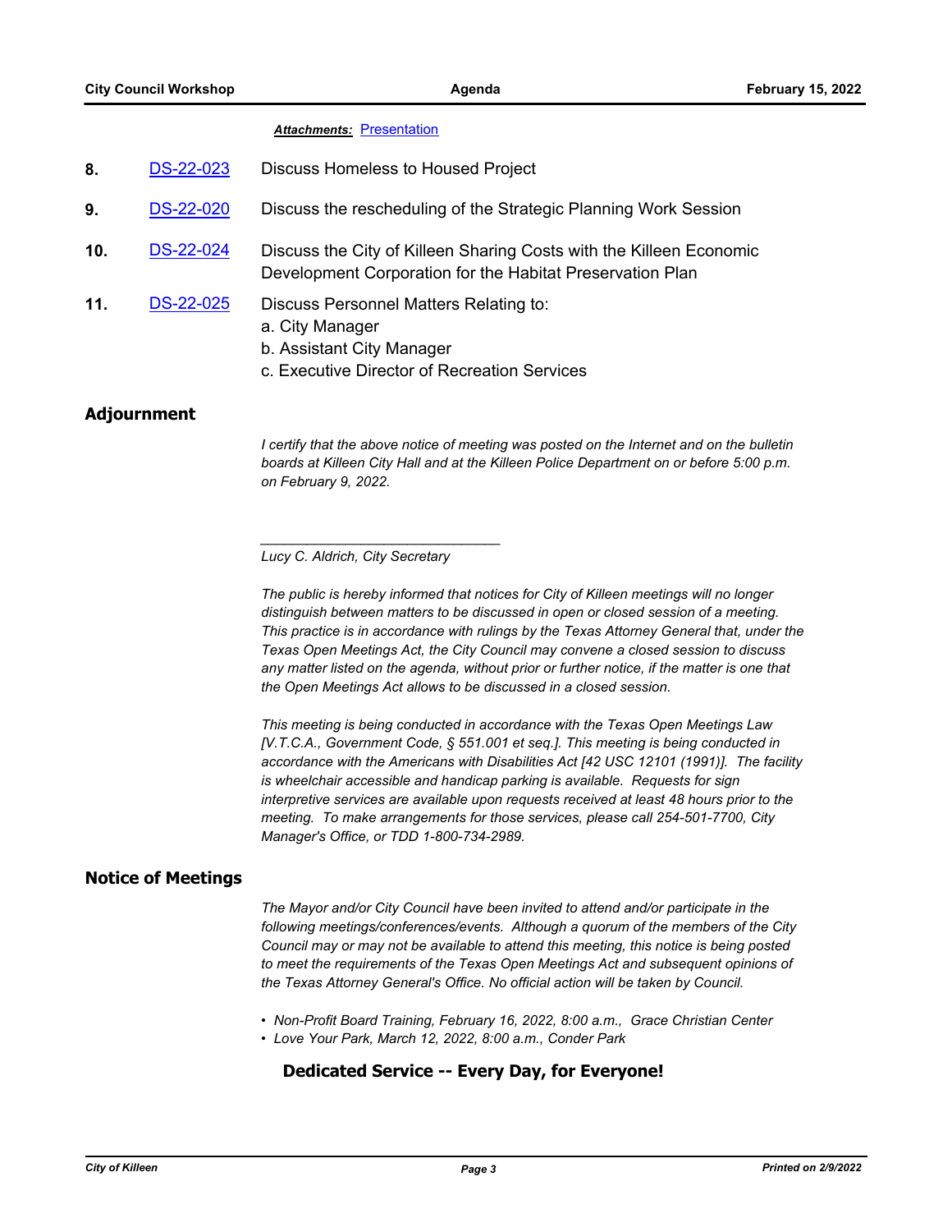***Attachments:*** Presentation

8. DS-22-023 Discuss Homeless to Housed Project

9. DS-22-020 Discuss the rescheduling of the Strategic Planning Work Session

10. DS-22-024 Discuss the City of Killeen Sharing Costs with the Killeen Economic Development Corporation for the Habitat Preservation Plan

11. DS-22-025 Discuss Personnel Matters Relating to:
    a. City Manager
    b. Assistant City Manager
    c. Executive Director of Recreation Services

## Adjournment

*I certify that the above notice of meeting was posted on the Internet and on the bulletin boards at Killeen City Hall and at the Killeen Police Department on or before 5:00 p.m. on February 9, 2022.*

_______________________________

*Lucy C. Aldrich, City Secretary*

*The public is hereby informed that notices for City of Killeen meetings will no longer distinguish between matters to be discussed in open or closed session of a meeting. This practice is in accordance with rulings by the Texas Attorney General that, under the Texas Open Meetings Act, the City Council may convene a closed session to discuss any matter listed on the agenda, without prior or further notice, if the matter is one that the Open Meetings Act allows to be discussed in a closed session.*

*This meeting is being conducted in accordance with the Texas Open Meetings Law [V.T.C.A., Government Code, § 551.001 et seq.]. This meeting is being conducted in accordance with the Americans with Disabilities Act [42 USC 12101 (1991)]. The facility is wheelchair accessible and handicap parking is available. Requests for sign interpretive services are available upon requests received at least 48 hours prior to the meeting. To make arrangements for those services, please call 254-501-7700, City Manager's Office, or TDD 1-800-734-2989.*

## Notice of Meetings

*The Mayor and/or City Council have been invited to attend and/or participate in the following meetings/conferences/events. Although a quorum of the members of the City Council may or may not be available to attend this meeting, this notice is being posted to meet the requirements of the Texas Open Meetings Act and subsequent opinions of the Texas Attorney General's Office. No official action will be taken by Council.*

- *Non-Profit Board Training, February 16, 2022, 8:00 a.m., Grace Christian Center*
- *Love Your Park, March 12, 2022, 8:00 a.m., Conder Park*

**Dedicated Service -- Every Day, for Everyone!**